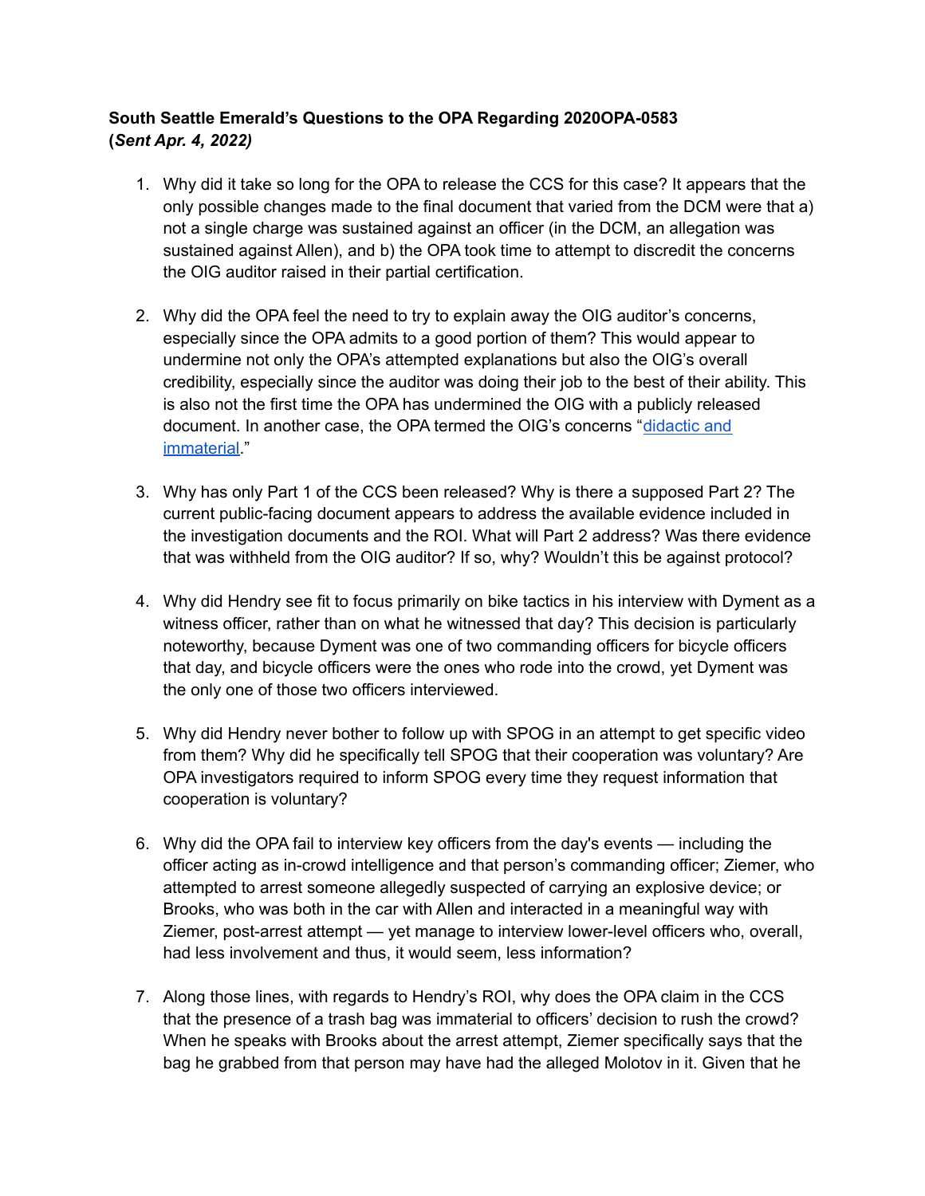**South Seattle Emerald's Questions to the OPA Regarding 2020OPA-0583**
**(*Sent Apr. 4, 2022)***

1. Why did it take so long for the OPA to release the CCS for this case? It appears that the only possible changes made to the final document that varied from the DCM were that a) not a single charge was sustained against an officer (in the DCM, an allegation was sustained against Allen), and b) the OPA took time to attempt to discredit the concerns the OIG auditor raised in their partial certification.

2. Why did the OPA feel the need to try to explain away the OIG auditor's concerns, especially since the OPA admits to a good portion of them? This would appear to undermine not only the OPA's attempted explanations but also the OIG's overall credibility, especially since the auditor was doing their job to the best of their ability. This is also not the first time the OPA has undermined the OIG with a publicly released document. In another case, the OPA termed the OIG's concerns "didactic and immaterial."

3. Why has only Part 1 of the CCS been released? Why is there a supposed Part 2? The current public-facing document appears to address the available evidence included in the investigation documents and the ROI. What will Part 2 address? Was there evidence that was withheld from the OIG auditor? If so, why? Wouldn't this be against protocol?

4. Why did Hendry see fit to focus primarily on bike tactics in his interview with Dyment as a witness officer, rather than on what he witnessed that day? This decision is particularly noteworthy, because Dyment was one of two commanding officers for bicycle officers that day, and bicycle officers were the ones who rode into the crowd, yet Dyment was the only one of those two officers interviewed.

5. Why did Hendry never bother to follow up with SPOG in an attempt to get specific video from them? Why did he specifically tell SPOG that their cooperation was voluntary? Are OPA investigators required to inform SPOG every time they request information that cooperation is voluntary?

6. Why did the OPA fail to interview key officers from the day's events — including the officer acting as in-crowd intelligence and that person's commanding officer; Ziemer, who attempted to arrest someone allegedly suspected of carrying an explosive device; or Brooks, who was both in the car with Allen and interacted in a meaningful way with Ziemer, post-arrest attempt — yet manage to interview lower-level officers who, overall, had less involvement and thus, it would seem, less information?

7. Along those lines, with regards to Hendry's ROI, why does the OPA claim in the CCS that the presence of a trash bag was immaterial to officers' decision to rush the crowd? When he speaks with Brooks about the arrest attempt, Ziemer specifically says that the bag he grabbed from that person may have had the alleged Molotov in it. Given that he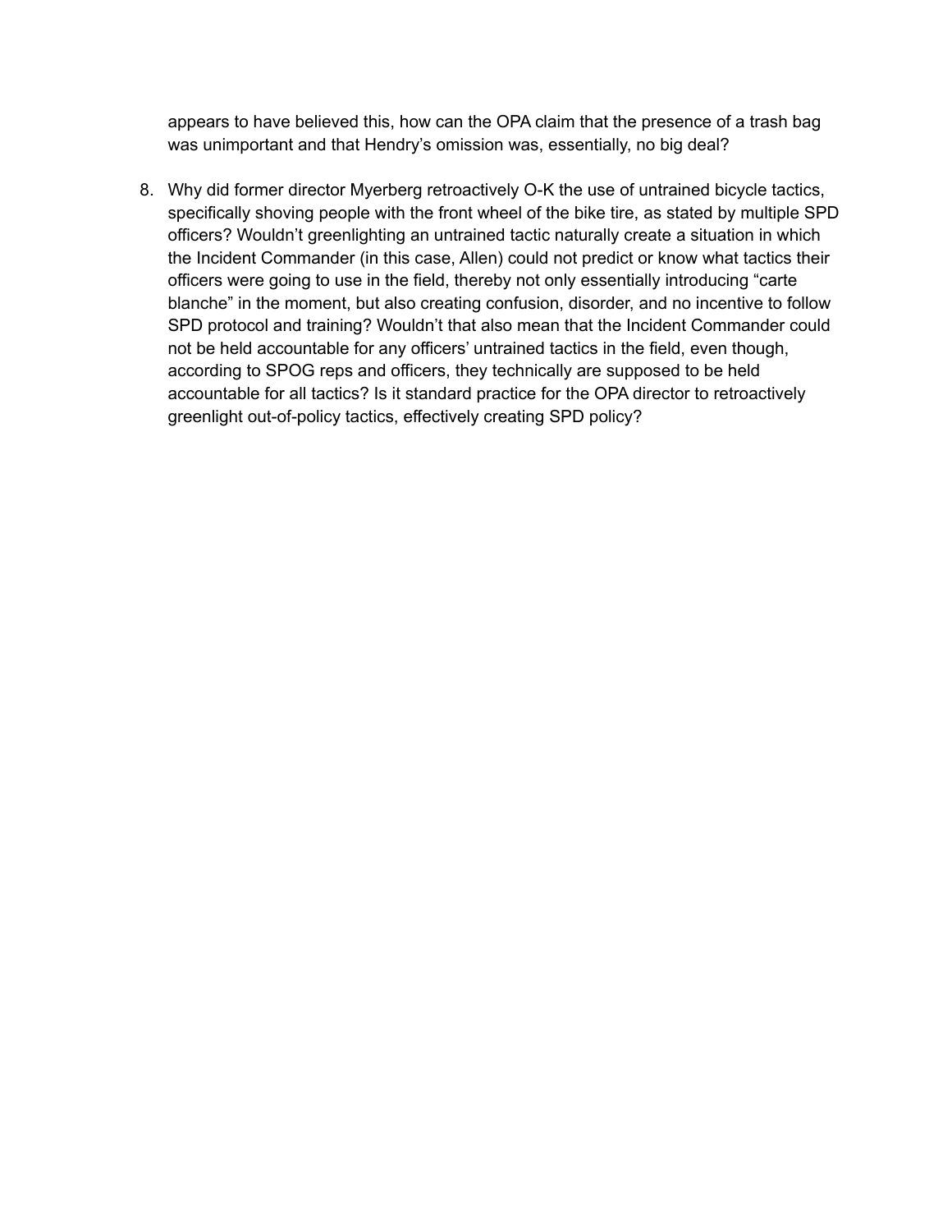appears to have believed this, how can the OPA claim that the presence of a trash bag was unimportant and that Hendry's omission was, essentially, no big deal?

8. Why did former director Myerberg retroactively O-K the use of untrained bicycle tactics, specifically shoving people with the front wheel of the bike tire, as stated by multiple SPD officers? Wouldn't greenlighting an untrained tactic naturally create a situation in which the Incident Commander (in this case, Allen) could not predict or know what tactics their officers were going to use in the field, thereby not only essentially introducing "carte blanche" in the moment, but also creating confusion, disorder, and no incentive to follow SPD protocol and training? Wouldn't that also mean that the Incident Commander could not be held accountable for any officers' untrained tactics in the field, even though, according to SPOG reps and officers, they technically are supposed to be held accountable for all tactics? Is it standard practice for the OPA director to retroactively greenlight out-of-policy tactics, effectively creating SPD policy?